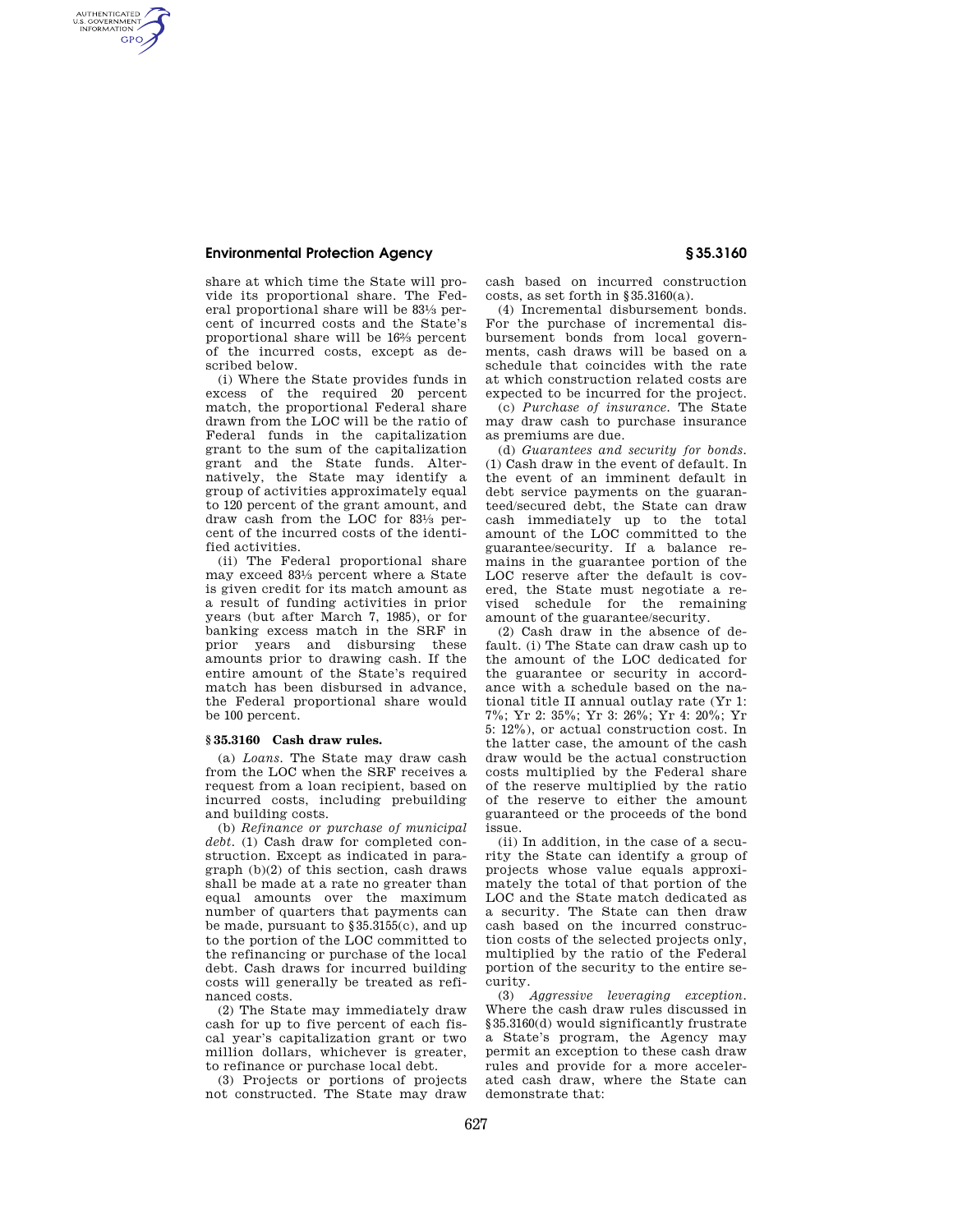share at which time the State will provide its proportional share. The Federal proportional share will be 83⅓ percent of incurred costs and the State's proportional share will be 16⅔ percent of the incurred costs, except as described below.

(i) Where the State provides funds in excess of the required 20 percent match, the proportional Federal share drawn from the LOC will be the ratio of Federal funds in the capitalization grant to the sum of the capitalization grant and the State funds. Alternatively, the State may identify a group of activities approximately equal to 120 percent of the grant amount, and draw cash from the LOC for 83⅓ percent of the incurred costs of the identified activities.

(ii) The Federal proportional share may exceed 83⅓ percent where a State is given credit for its match amount as a result of funding activities in prior years (but after March 7, 1985), or for banking excess match in the SRF in prior years and disbursing these amounts prior to drawing cash. If the entire amount of the State's required match has been disbursed in advance, the Federal proportional share would be 100 percent.

### § 35.3160 Cash draw rules.

(a) *Loans.* The State may draw cash from the LOC when the SRF receives a request from a loan recipient, based on incurred costs, including prebuilding and building costs.

(b) *Refinance or purchase of municipal debt.* (1) Cash draw for completed construction. Except as indicated in paragraph (b)(2) of this section, cash draws shall be made at a rate no greater than equal amounts over the maximum number of quarters that payments can be made, pursuant to §35.3155(c), and up to the portion of the LOC committed to the refinancing or purchase of the local debt. Cash draws for incurred building costs will generally be treated as refinanced costs.

(2) The State may immediately draw cash for up to five percent of each fiscal year's capitalization grant or two million dollars, whichever is greater, to refinance or purchase local debt.

(3) Projects or portions of projects not constructed. The State may draw cash based on incurred construction costs, as set forth in §35.3160(a).

(4) Incremental disbursement bonds. For the purchase of incremental disbursement bonds from local governments, cash draws will be based on a schedule that coincides with the rate at which construction related costs are expected to be incurred for the project.

(c) *Purchase of insurance.* The State may draw cash to purchase insurance as premiums are due.

(d) *Guarantees and security for bonds.* (1) Cash draw in the event of default. In the event of an imminent default in debt service payments on the guaranteed/secured debt, the State can draw cash immediately up to the total amount of the LOC committed to the guarantee/security. If a balance remains in the guarantee portion of the LOC reserve after the default is covered, the State must negotiate a revised schedule for the remaining amount of the guarantee/security.

(2) Cash draw in the absence of default. (i) The State can draw cash up to the amount of the LOC dedicated for the guarantee or security in accordance with a schedule based on the national title II annual outlay rate (Yr 1: 7%; Yr 2: 35%; Yr 3: 26%; Yr 4: 20%; Yr 5: 12%), or actual construction cost. In the latter case, the amount of the cash draw would be the actual construction costs multiplied by the Federal share of the reserve multiplied by the ratio of the reserve to either the amount guaranteed or the proceeds of the bond issue.

(ii) In addition, in the case of a security the State can identify a group of projects whose value equals approximately the total of that portion of the LOC and the State match dedicated as a security. The State can then draw cash based on the incurred construction costs of the selected projects only, multiplied by the ratio of the Federal portion of the security to the entire security.

(3) *Aggressive leveraging exception.* Where the cash draw rules discussed in §35.3160(d) would significantly frustrate a State's program, the Agency may permit an exception to these cash draw rules and provide for a more accelerated cash draw, where the State can demonstrate that: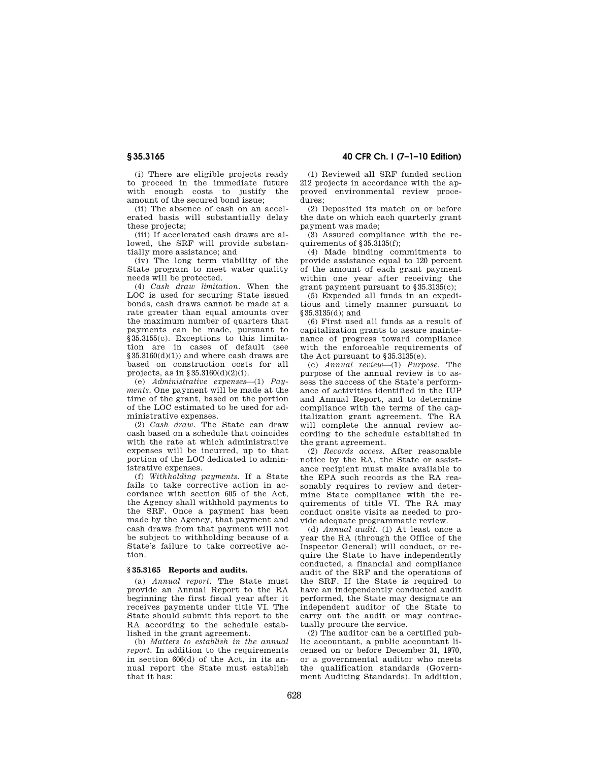(i) There are eligible projects ready to proceed in the immediate future with enough costs to justify the amount of the secured bond issue;

(ii) The absence of cash on an accelerated basis will substantially delay these projects;

(iii) If accelerated cash draws are allowed, the SRF will provide substantially more assistance; and

(iv) The long term viability of the State program to meet water quality needs will be protected.

(4) *Cash draw limitation.* When the LOC is used for securing State issued bonds, cash draws cannot be made at a rate greater than equal amounts over the maximum number of quarters that payments can be made, pursuant to §35.3155(c). Exceptions to this limitation are in cases of default (see §35.3160(d)(1)) and where cash draws are based on construction costs for all projects, as in §35.3160(d)(2)(i).

(e) *Administrative expenses*—(1) *Payments.* One payment will be made at the time of the grant, based on the portion of the LOC estimated to be used for administrative expenses.

(2) *Cash draw.* The State can draw cash based on a schedule that coincides with the rate at which administrative expenses will be incurred, up to that portion of the LOC dedicated to administrative expenses.

(f) *Withholding payments.* If a State fails to take corrective action in accordance with section 605 of the Act, the Agency shall withhold payments to the SRF. Once a payment has been made by the Agency, that payment and cash draws from that payment will not be subject to withholding because of a State's failure to take corrective action.

## §35.3165 Reports and audits.

(a) *Annual report.* The State must provide an Annual Report to the RA beginning the first fiscal year after it receives payments under title VI. The State should submit this report to the RA according to the schedule established in the grant agreement.

(b) *Matters to establish in the annual report.* In addition to the requirements in section 606(d) of the Act, in its annual report the State must establish that it has:

(1) Reviewed all SRF funded section 212 projects in accordance with the approved environmental review procedures;

(2) Deposited its match on or before the date on which each quarterly grant payment was made;

(3) Assured compliance with the requirements of §35.3135(f);

(4) Made binding commitments to provide assistance equal to 120 percent of the amount of each grant payment within one year after receiving the grant payment pursuant to §35.3135(c);

(5) Expended all funds in an expeditious and timely manner pursuant to §35.3135(d); and

(6) First used all funds as a result of capitalization grants to assure maintenance of progress toward compliance with the enforceable requirements of the Act pursuant to §35.3135(e).

(c) *Annual review*—(1) *Purpose.* The purpose of the annual review is to assess the success of the State's performance of activities identified in the IUP and Annual Report, and to determine compliance with the terms of the capitalization grant agreement. The RA will complete the annual review according to the schedule established in the grant agreement.

(2) *Records access.* After reasonable notice by the RA, the State or assistance recipient must make available to the EPA such records as the RA reasonably requires to review and determine State compliance with the requirements of title VI. The RA may conduct onsite visits as needed to provide adequate programmatic review.

(d) *Annual audit.* (1) At least once a year the RA (through the Office of the Inspector General) will conduct, or require the State to have independently conducted, a financial and compliance audit of the SRF and the operations of the SRF. If the State is required to have an independently conducted audit performed, the State may designate an independent auditor of the State to carry out the audit or may contractually procure the service.

(2) The auditor can be a certified public accountant, a public accountant licensed on or before December 31, 1970, or a governmental auditor who meets the qualification standards (Government Auditing Standards). In addition,